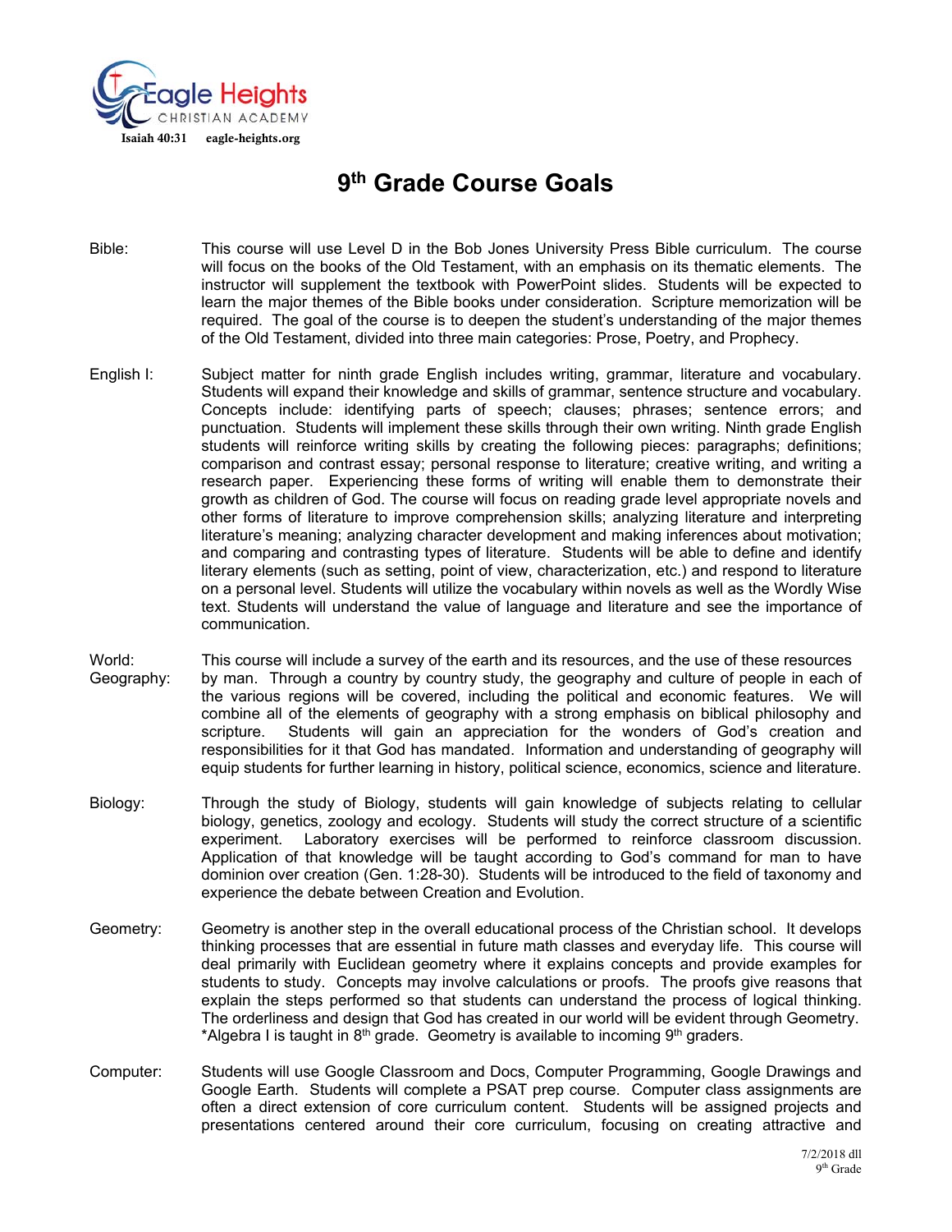Eagle Heights
CHRISTIAN ACADEMY
Isaiah 40:31 eagle-heights.org

# 9th Grade Course Goals

**Bible:** This course will use Level D in the Bob Jones University Press Bible curriculum. The course will focus on the books of the Old Testament, with an emphasis on its thematic elements. The instructor will supplement the textbook with PowerPoint slides. Students will be expected to learn the major themes of the Bible books under consideration. Scripture memorization will be required. The goal of the course is to deepen the student's understanding of the major themes of the Old Testament, divided into three main categories: Prose, Poetry, and Prophecy.

**English I:** Subject matter for ninth grade English includes writing, grammar, literature and vocabulary. Students will expand their knowledge and skills of grammar, sentence structure and vocabulary. Concepts include: identifying parts of speech; clauses; phrases; sentence errors; and punctuation. Students will implement these skills through their own writing. Ninth grade English students will reinforce writing skills by creating the following pieces: paragraphs; definitions; comparison and contrast essay; personal response to literature; creative writing, and writing a research paper. Experiencing these forms of writing will enable them to demonstrate their growth as children of God. The course will focus on reading grade level appropriate novels and other forms of literature to improve comprehension skills; analyzing literature and interpreting literature's meaning; analyzing character development and making inferences about motivation; and comparing and contrasting types of literature. Students will be able to define and identify literary elements (such as setting, point of view, characterization, etc.) and respond to literature on a personal level. Students will utilize the vocabulary within novels as well as the Wordly Wise text. Students will understand the value of language and literature and see the importance of communication.

**World Geography:** This course will include a survey of the earth and its resources, and the use of these resources by man. Through a country by country study, the geography and culture of people in each of the various regions will be covered, including the political and economic features. We will combine all of the elements of geography with a strong emphasis on biblical philosophy and scripture. Students will gain an appreciation for the wonders of God's creation and responsibilities for it that God has mandated. Information and understanding of geography will equip students for further learning in history, political science, economics, science and literature.

**Biology:** Through the study of Biology, students will gain knowledge of subjects relating to cellular biology, genetics, zoology and ecology. Students will study the correct structure of a scientific experiment. Laboratory exercises will be performed to reinforce classroom discussion. Application of that knowledge will be taught according to God's command for man to have dominion over creation (Gen. 1:28-30). Students will be introduced to the field of taxonomy and experience the debate between Creation and Evolution.

**Geometry:** Geometry is another step in the overall educational process of the Christian school. It develops thinking processes that are essential in future math classes and everyday life. This course will deal primarily with Euclidean geometry where it explains concepts and provide examples for students to study. Concepts may involve calculations or proofs. The proofs give reasons that explain the steps performed so that students can understand the process of logical thinking. The orderliness and design that God has created in our world will be evident through Geometry. *Algebra I is taught in 8th grade. Geometry is available to incoming 9th graders.

**Computer:** Students will use Google Classroom and Docs, Computer Programming, Google Drawings and Google Earth. Students will complete a PSAT prep course. Computer class assignments are often a direct extension of core curriculum content. Students will be assigned projects and presentations centered around their core curriculum, focusing on creating attractive and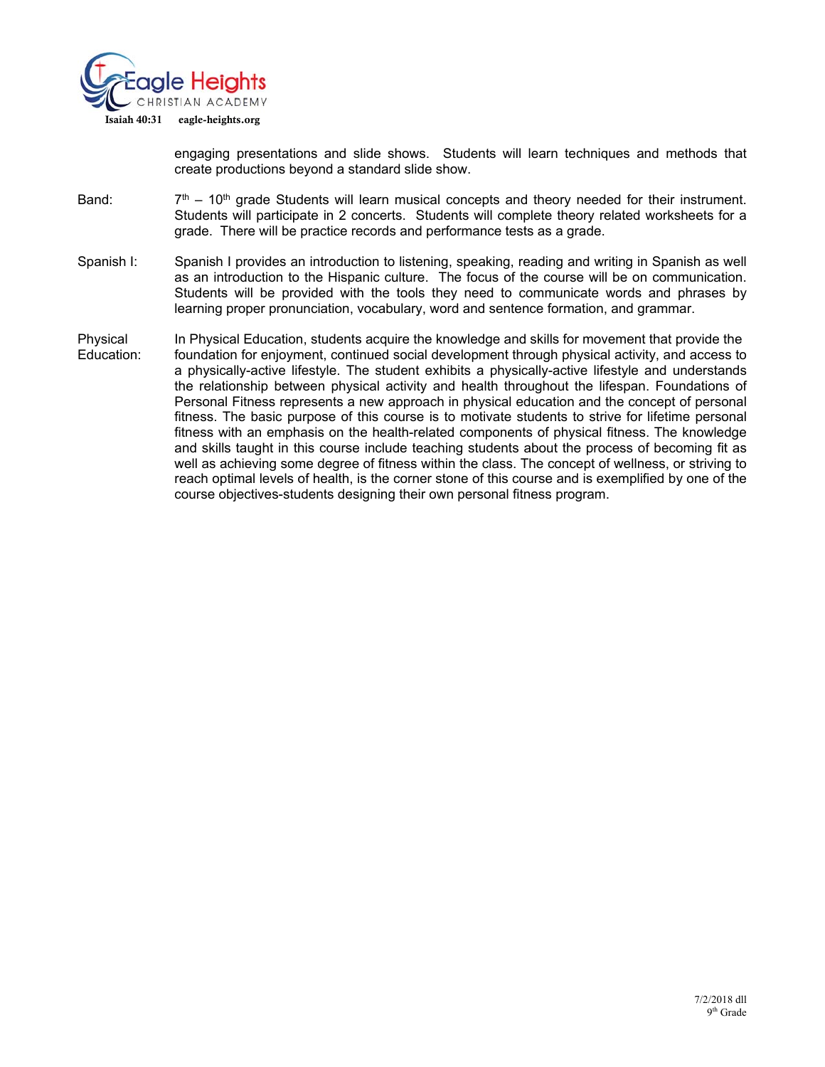engaging presentations and slide shows. Students will learn techniques and methods that create productions beyond a standard slide show.

**Band:** 7th – 10th grade Students will learn musical concepts and theory needed for their instrument. Students will participate in 2 concerts. Students will complete theory related worksheets for a grade. There will be practice records and performance tests as a grade.

**Spanish I:** Spanish I provides an introduction to listening, speaking, reading and writing in Spanish as well as an introduction to the Hispanic culture. The focus of the course will be on communication. Students will be provided with the tools they need to communicate words and phrases by learning proper pronunciation, vocabulary, word and sentence formation, and grammar.

**Physical Education:** In Physical Education, students acquire the knowledge and skills for movement that provide the foundation for enjoyment, continued social development through physical activity, and access to a physically-active lifestyle. The student exhibits a physically-active lifestyle and understands the relationship between physical activity and health throughout the lifespan. Foundations of Personal Fitness represents a new approach in physical education and the concept of personal fitness. The basic purpose of this course is to motivate students to strive for lifetime personal fitness with an emphasis on the health-related components of physical fitness. The knowledge and skills taught in this course include teaching students about the process of becoming fit as well as achieving some degree of fitness within the class. The concept of wellness, or striving to reach optimal levels of health, is the corner stone of this course and is exemplified by one of the course objectives-students designing their own personal fitness program.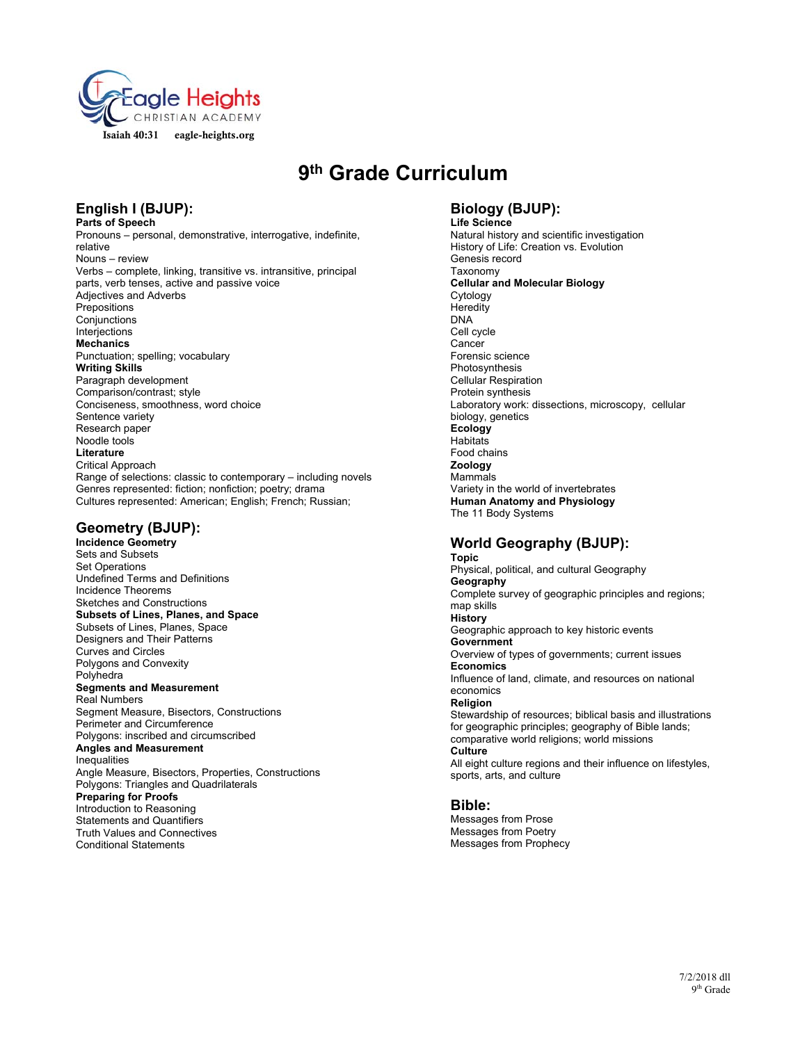Eagle Heights CHRISTIAN ACADEMY

Isaiah 40:31 eagle-heights.org

# 9th Grade Curriculum

## English I (BJUP):

**Parts of Speech**

Pronouns – personal, demonstrative, interrogative, indefinite, relative

Nouns – review

Verbs – complete, linking, transitive vs. intransitive, principal parts, verb tenses, active and passive voice

Adjectives and Adverbs

Prepositions

Conjunctions

Interjections

**Mechanics**

Punctuation; spelling; vocabulary

**Writing Skills**

Paragraph development

Comparison/contrast; style

Conciseness, smoothness, word choice

Sentence variety

Research paper

Noodle tools

**Literature**

Critical Approach

Range of selections: classic to contemporary – including novels

Genres represented: fiction; nonfiction; poetry; drama

Cultures represented: American; English; French; Russian;

## Geometry (BJUP):

**Incidence Geometry**

Sets and Subsets

Set Operations

Undefined Terms and Definitions

Incidence Theorems

Sketches and Constructions

**Subsets of Lines, Planes, and Space**

Subsets of Lines, Planes, Space

Designers and Their Patterns

Curves and Circles

Polygons and Convexity

Polyhedra

**Segments and Measurement**

Real Numbers

Segment Measure, Bisectors, Constructions

Perimeter and Circumference

Polygons: inscribed and circumscribed

**Angles and Measurement**

Inequalities

Angle Measure, Bisectors, Properties, Constructions

Polygons: Triangles and Quadrilaterals

**Preparing for Proofs**

Introduction to Reasoning

Statements and Quantifiers

Truth Values and Connectives

Conditional Statements

## Biology (BJUP):

**Life Science**

Natural history and scientific investigation

History of Life: Creation vs. Evolution

Genesis record

Taxonomy

**Cellular and Molecular Biology**

Cytology

Heredity

DNA

Cell cycle

Cancer

Forensic science

Photosynthesis

Cellular Respiration

Protein synthesis

Laboratory work: dissections, microscopy, cellular biology, genetics

**Ecology**

Habitats

Food chains

**Zoology**

Mammals

Variety in the world of invertebrates

**Human Anatomy and Physiology**

The 11 Body Systems

## World Geography (BJUP):

**Topic**

Physical, political, and cultural Geography

**Geography**

Complete survey of geographic principles and regions; map skills

**History**

Geographic approach to key historic events

**Government**

Overview of types of governments; current issues

**Economics**

Influence of land, climate, and resources on national economics

**Religion**

Stewardship of resources; biblical basis and illustrations for geographic principles; geography of Bible lands; comparative world religions; world missions

**Culture**

All eight culture regions and their influence on lifestyles, sports, arts, and culture

## Bible:

Messages from Prose

Messages from Poetry

Messages from Prophecy

7/2/2018 dll
9th Grade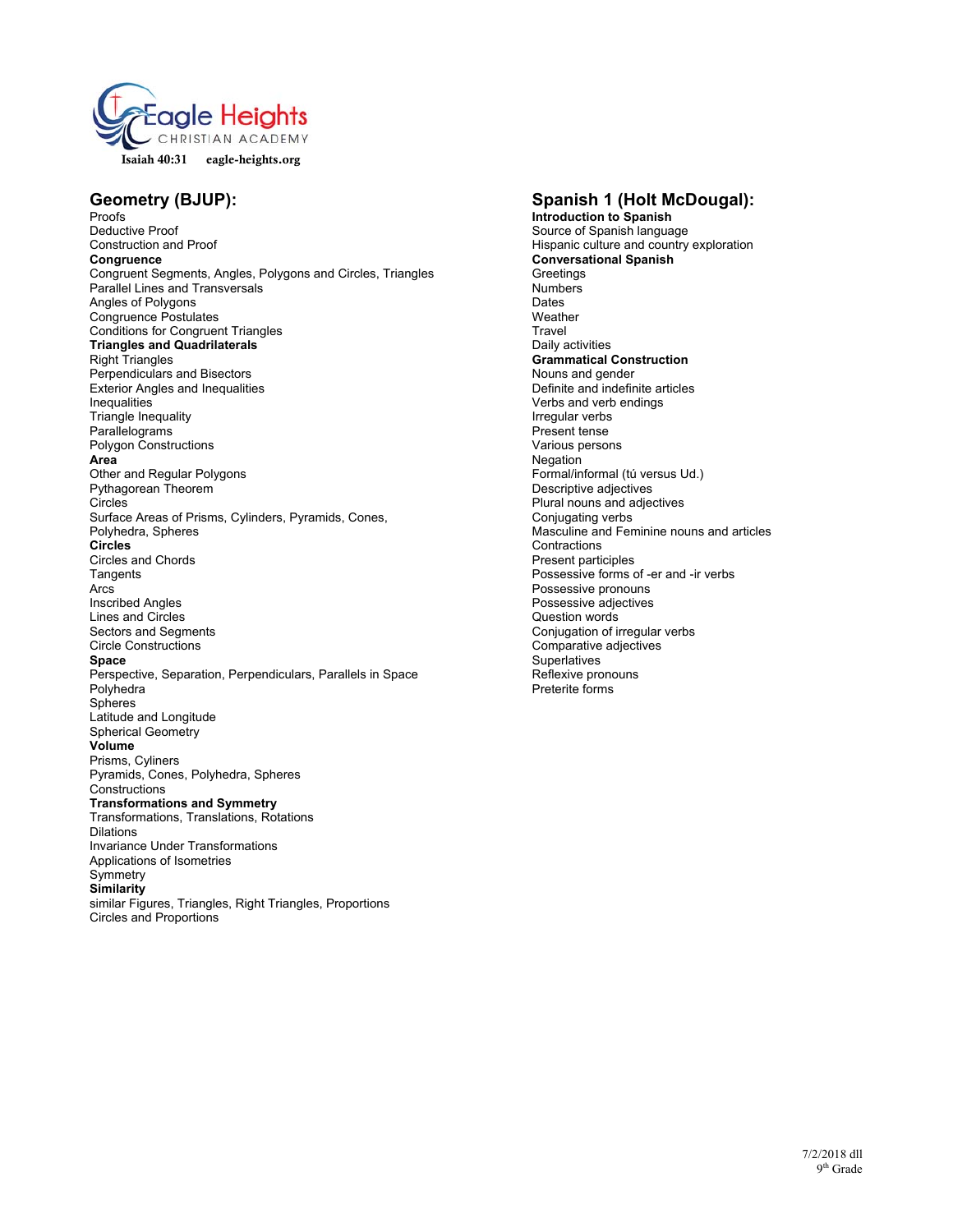Eagle Heights Christian Academy

Isaiah 40:31 eagle-heights.org

## Geometry (BJUP):

Proofs
Deductive Proof
Construction and Proof

**Congruence**

Congruent Segments, Angles, Polygons and Circles, Triangles
Parallel Lines and Transversals
Angles of Polygons
Congruence Postulates
Conditions for Congruent Triangles

**Triangles and Quadrilaterals**

Right Triangles
Perpendiculars and Bisectors
Exterior Angles and Inequalities
Inequalities
Triangle Inequality
Parallelograms
Polygon Constructions

**Area**

Other and Regular Polygons
Pythagorean Theorem
Circles
Surface Areas of Prisms, Cylinders, Pyramids, Cones, Polyhedra, Spheres

**Circles**

Circles and Chords
Tangents
Arcs
Inscribed Angles
Lines and Circles
Sectors and Segments
Circle Constructions

**Space**

Perspective, Separation, Perpendiculars, Parallels in Space
Polyhedra
Spheres
Latitude and Longitude
Spherical Geometry

**Volume**

Prisms, Cyliners
Pyramids, Cones, Polyhedra, Spheres
Constructions

**Transformations and Symmetry**

Transformations, Translations, Rotations
Dilations
Invariance Under Transformations
Applications of Isometries
Symmetry

**Similarity**

similar Figures, Triangles, Right Triangles, Proportions
Circles and Proportions

## Spanish 1 (Holt McDougal):

**Introduction to Spanish**

Source of Spanish language
Hispanic culture and country exploration

**Conversational Spanish**

Greetings
Numbers
Dates
Weather
Travel
Daily activities

**Grammatical Construction**

Nouns and gender
Definite and indefinite articles
Verbs and verb endings
Irregular verbs
Present tense
Various persons
Negation
Formal/informal (tú versus Ud.)
Descriptive adjectives
Plural nouns and adjectives
Conjugating verbs
Masculine and Feminine nouns and articles
Contractions
Present participles
Possessive forms of -er and -ir verbs
Possessive pronouns
Possessive adjectives
Question words
Conjugation of irregular verbs
Comparative adjectives
Superlatives
Reflexive pronouns
Preterite forms

7/2/2018 dll
9th Grade